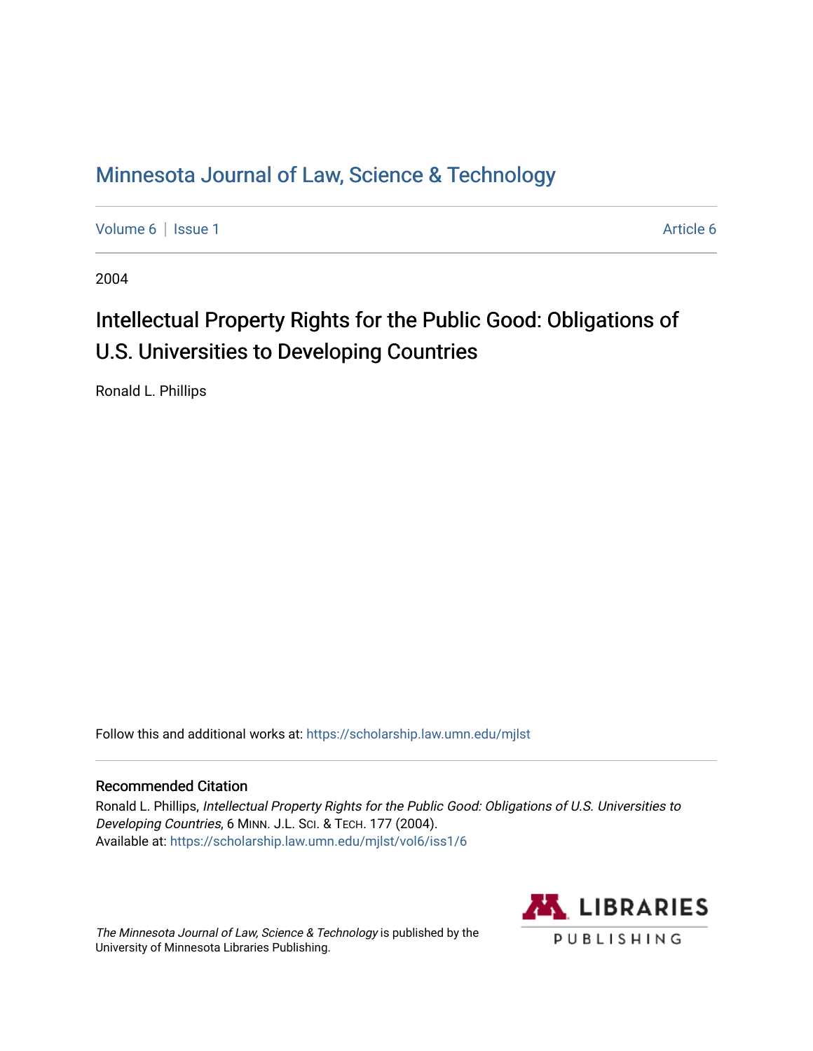# Minnesota Journal of Law, Science & Technology

Volume 6 | Issue 1 Article 6

2004

## Intellectual Property Rights for the Public Good: Obligations of U.S. Universities to Developing Countries

Ronald L. Phillips

Follow this and additional works at: https://scholarship.law.umn.edu/mjlst

### Recommended Citation

Ronald L. Phillips, *Intellectual Property Rights for the Public Good: Obligations of U.S. Universities to Developing Countries*, 6 MINN. J.L. SCI. & TECH. 177 (2004).
Available at: https://scholarship.law.umn.edu/mjlst/vol6/iss1/6

*The Minnesota Journal of Law, Science & Technology* is published by the University of Minnesota Libraries Publishing.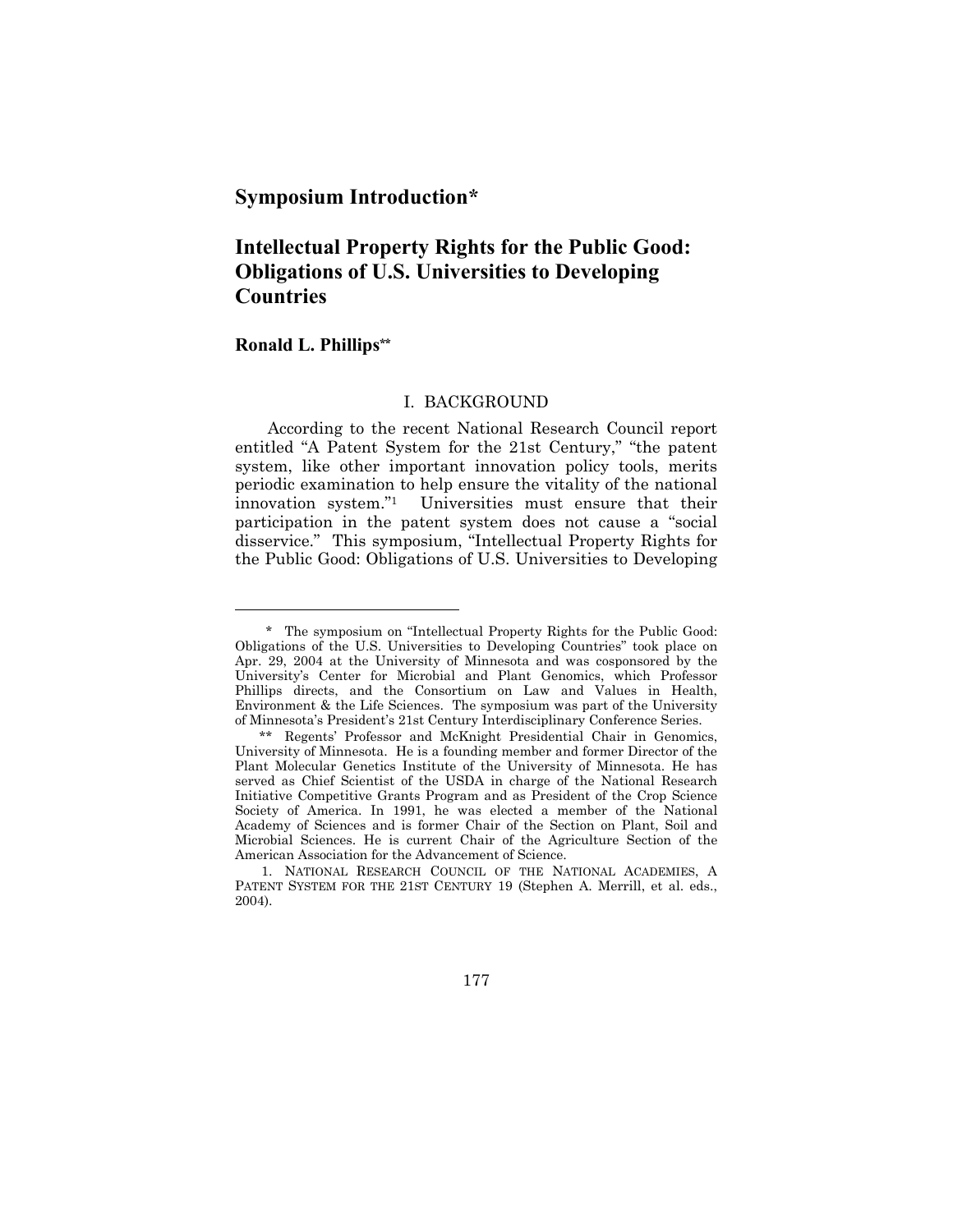## Symposium Introduction*

# Intellectual Property Rights for the Public Good: Obligations of U.S. Universities to Developing Countries

### Ronald L. Phillips**

## I. BACKGROUND

According to the recent National Research Council report entitled "A Patent System for the 21st Century," "the patent system, like other important innovation policy tools, merits periodic examination to help ensure the vitality of the national innovation system."[1] Universities must ensure that their participation in the patent system does not cause a "social disservice." This symposium, "Intellectual Property Rights for the Public Good: Obligations of U.S. Universities to Developing

---

\* The symposium on "Intellectual Property Rights for the Public Good: Obligations of the U.S. Universities to Developing Countries" took place on Apr. 29, 2004 at the University of Minnesota and was cosponsored by the University's Center for Microbial and Plant Genomics, which Professor Phillips directs, and the Consortium on Law and Values in Health, Environment & the Life Sciences. The symposium was part of the University of Minnesota's President's 21st Century Interdisciplinary Conference Series.

\*\* Regents' Professor and McKnight Presidential Chair in Genomics, University of Minnesota. He is a founding member and former Director of the Plant Molecular Genetics Institute of the University of Minnesota. He has served as Chief Scientist of the USDA in charge of the National Research Initiative Competitive Grants Program and as President of the Crop Science Society of America. In 1991, he was elected a member of the National Academy of Sciences and is former Chair of the Section on Plant, Soil and Microbial Sciences. He is current Chair of the Agriculture Section of the American Association for the Advancement of Science.

1. NATIONAL RESEARCH COUNCIL OF THE NATIONAL ACADEMIES, A PATENT SYSTEM FOR THE 21ST CENTURY 19 (Stephen A. Merrill, et al. eds., 2004).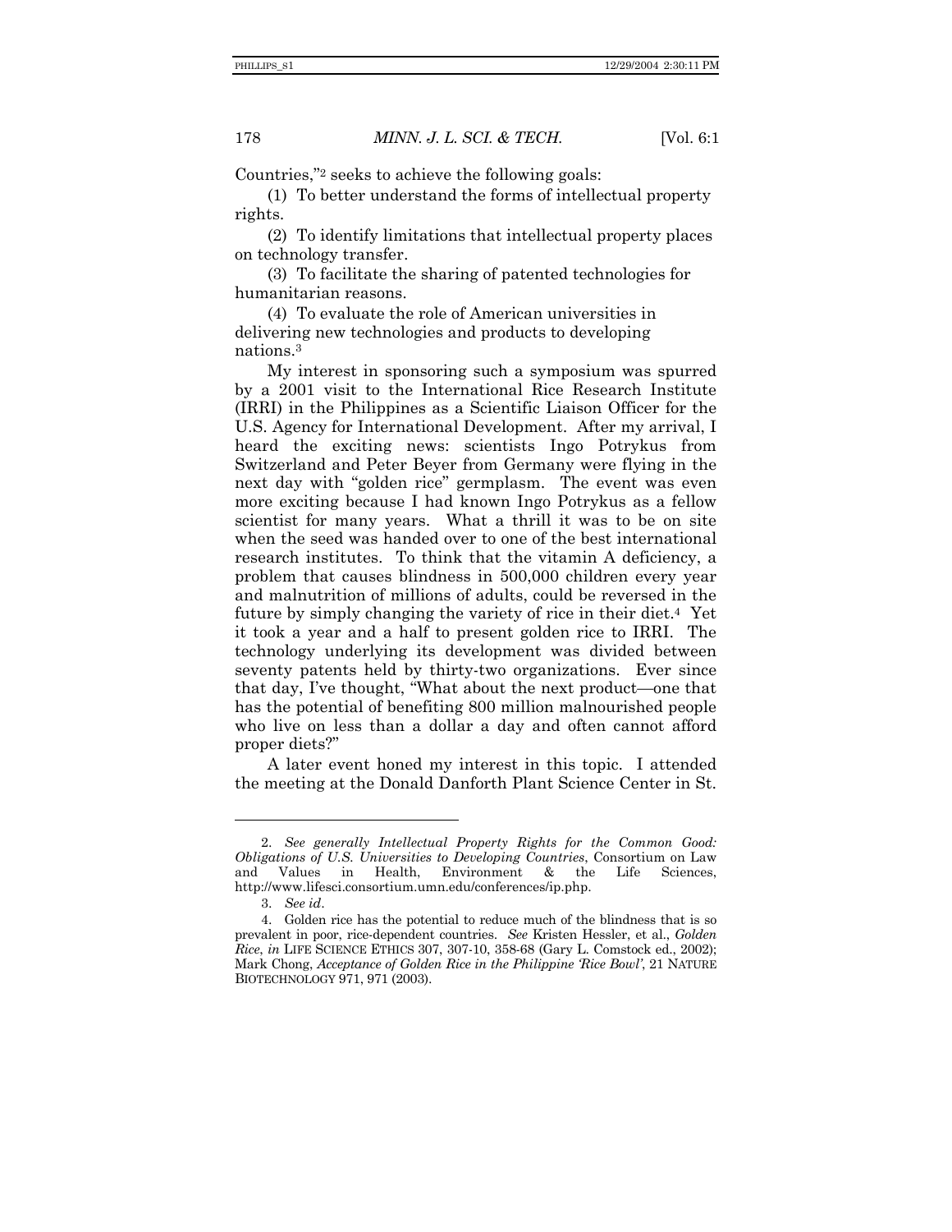Countries,"[2] seeks to achieve the following goals:

(1) To better understand the forms of intellectual property rights.

(2) To identify limitations that intellectual property places on technology transfer.

(3) To facilitate the sharing of patented technologies for humanitarian reasons.

(4) To evaluate the role of American universities in delivering new technologies and products to developing nations.[3]

My interest in sponsoring such a symposium was spurred by a 2001 visit to the International Rice Research Institute (IRRI) in the Philippines as a Scientific Liaison Officer for the U.S. Agency for International Development. After my arrival, I heard the exciting news: scientists Ingo Potrykus from Switzerland and Peter Beyer from Germany were flying in the next day with "golden rice" germplasm. The event was even more exciting because I had known Ingo Potrykus as a fellow scientist for many years. What a thrill it was to be on site when the seed was handed over to one of the best international research institutes. To think that the vitamin A deficiency, a problem that causes blindness in 500,000 children every year and malnutrition of millions of adults, could be reversed in the future by simply changing the variety of rice in their diet.[4] Yet it took a year and a half to present golden rice to IRRI. The technology underlying its development was divided between seventy patents held by thirty-two organizations. Ever since that day, I've thought, "What about the next product—one that has the potential of benefiting 800 million malnourished people who live on less than a dollar a day and often cannot afford proper diets?"

A later event honed my interest in this topic. I attended the meeting at the Donald Danforth Plant Science Center in St.

---

2. *See generally Intellectual Property Rights for the Common Good: Obligations of U.S. Universities to Developing Countries*, Consortium on Law and Values in Health, Environment & the Life Sciences, http://www.lifesci.consortium.umn.edu/conferences/ip.php.

3. *See id*.

4. Golden rice has the potential to reduce much of the blindness that is so prevalent in poor, rice-dependent countries. *See* Kristen Hessler, et al., *Golden Rice*, *in* LIFE SCIENCE ETHICS 307, 307-10, 358-68 (Gary L. Comstock ed., 2002); Mark Chong, *Acceptance of Golden Rice in the Philippine 'Rice Bowl'*, 21 NATURE BIOTECHNOLOGY 971, 971 (2003).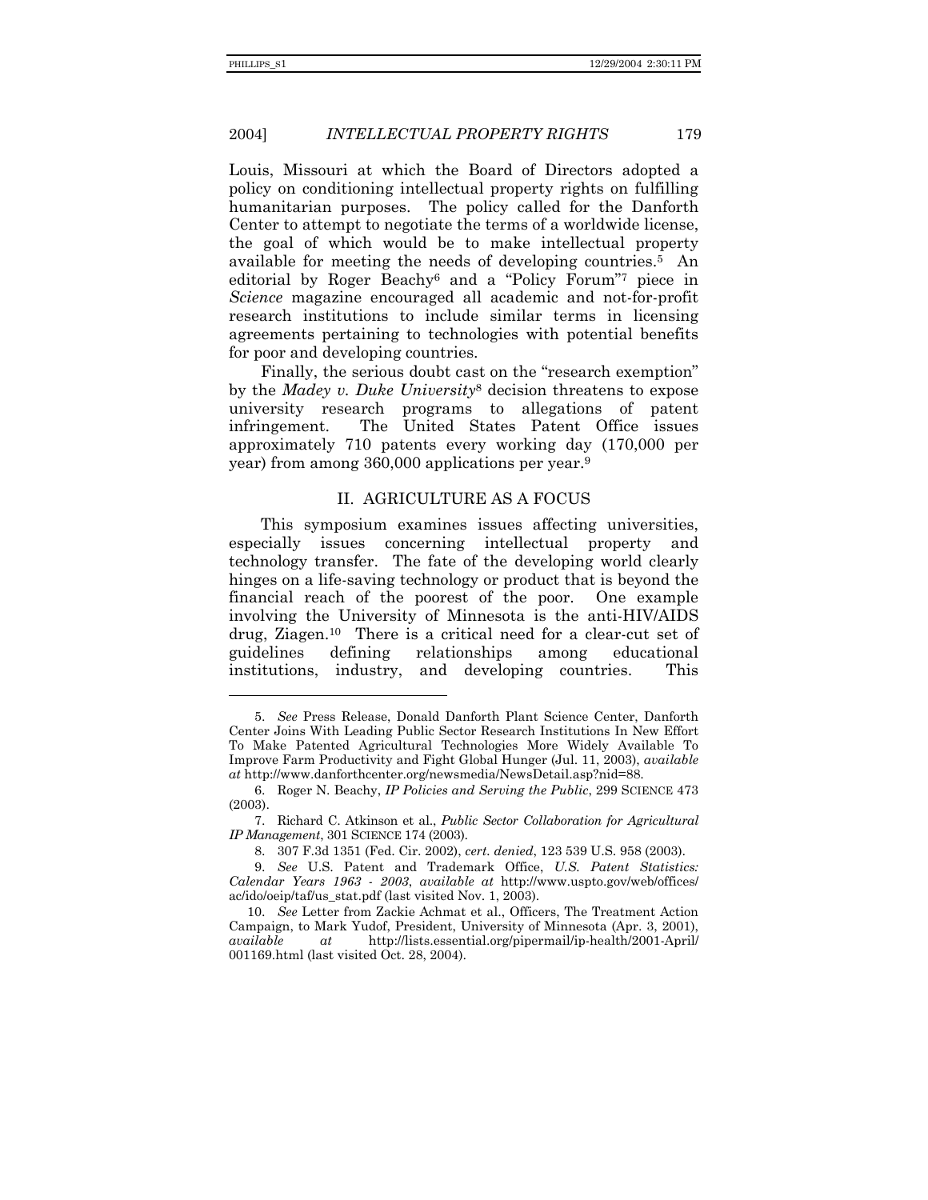Louis, Missouri at which the Board of Directors adopted a policy on conditioning intellectual property rights on fulfilling humanitarian purposes. The policy called for the Danforth Center to attempt to negotiate the terms of a worldwide license, the goal of which would be to make intellectual property available for meeting the needs of developing countries.[5] An editorial by Roger Beachy[6] and a "Policy Forum"[7] piece in *Science* magazine encouraged all academic and not-for-profit research institutions to include similar terms in licensing agreements pertaining to technologies with potential benefits for poor and developing countries.

Finally, the serious doubt cast on the "research exemption" by the *Madey v. Duke University*[8] decision threatens to expose university research programs to allegations of patent infringement. The United States Patent Office issues approximately 710 patents every working day (170,000 per year) from among 360,000 applications per year.[9]

## II. AGRICULTURE AS A FOCUS

This symposium examines issues affecting universities, especially issues concerning intellectual property and technology transfer. The fate of the developing world clearly hinges on a life-saving technology or product that is beyond the financial reach of the poorest of the poor. One example involving the University of Minnesota is the anti-HIV/AIDS drug, Ziagen.[10] There is a critical need for a clear-cut set of guidelines defining relationships among educational institutions, industry, and developing countries. This

---

5. *See* Press Release, Donald Danforth Plant Science Center, Danforth Center Joins With Leading Public Sector Research Institutions In New Effort To Make Patented Agricultural Technologies More Widely Available To Improve Farm Productivity and Fight Global Hunger (Jul. 11, 2003), *available at* http://www.danforthcenter.org/newsmedia/NewsDetail.asp?nid=88.

6. Roger N. Beachy, *IP Policies and Serving the Public*, 299 SCIENCE 473 (2003).

7. Richard C. Atkinson et al., *Public Sector Collaboration for Agricultural IP Management*, 301 SCIENCE 174 (2003).

8. 307 F.3d 1351 (Fed. Cir. 2002), *cert. denied*, 123 539 U.S. 958 (2003).

9. *See* U.S. Patent and Trademark Office, *U.S. Patent Statistics: Calendar Years 1963 - 2003*, *available at* http://www.uspto.gov/web/offices/ac/ido/oeip/taf/us_stat.pdf (last visited Nov. 1, 2003).

10. *See* Letter from Zackie Achmat et al., Officers, The Treatment Action Campaign, to Mark Yudof, President, University of Minnesota (Apr. 3, 2001), *available at* http://lists.essential.org/pipermail/ip-health/2001-April/001169.html (last visited Oct. 28, 2004).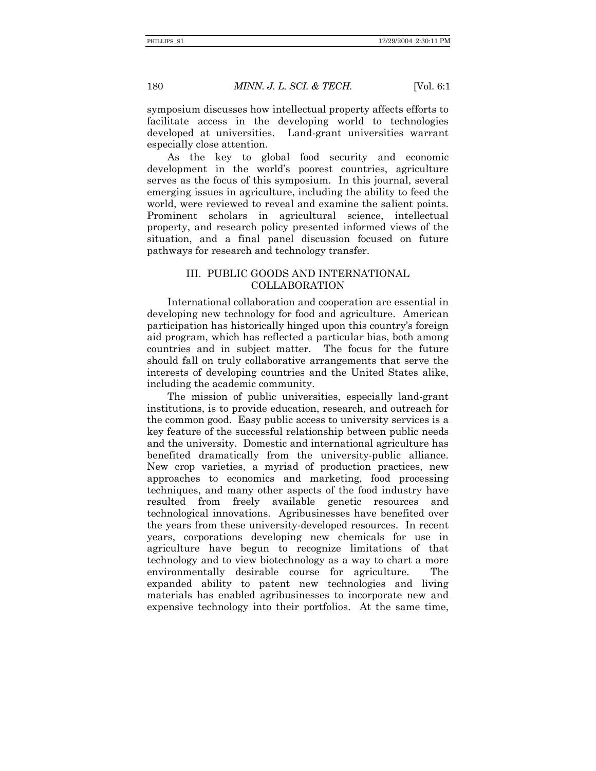symposium discusses how intellectual property affects efforts to facilitate access in the developing world to technologies developed at universities. Land-grant universities warrant especially close attention.

As the key to global food security and economic development in the world's poorest countries, agriculture serves as the focus of this symposium. In this journal, several emerging issues in agriculture, including the ability to feed the world, were reviewed to reveal and examine the salient points. Prominent scholars in agricultural science, intellectual property, and research policy presented informed views of the situation, and a final panel discussion focused on future pathways for research and technology transfer.

## III. PUBLIC GOODS AND INTERNATIONAL COLLABORATION

International collaboration and cooperation are essential in developing new technology for food and agriculture. American participation has historically hinged upon this country's foreign aid program, which has reflected a particular bias, both among countries and in subject matter. The focus for the future should fall on truly collaborative arrangements that serve the interests of developing countries and the United States alike, including the academic community.

The mission of public universities, especially land-grant institutions, is to provide education, research, and outreach for the common good. Easy public access to university services is a key feature of the successful relationship between public needs and the university. Domestic and international agriculture has benefited dramatically from the university-public alliance. New crop varieties, a myriad of production practices, new approaches to economics and marketing, food processing techniques, and many other aspects of the food industry have resulted from freely available genetic resources and technological innovations. Agribusinesses have benefited over the years from these university-developed resources. In recent years, corporations developing new chemicals for use in agriculture have begun to recognize limitations of that technology and to view biotechnology as a way to chart a more environmentally desirable course for agriculture. The expanded ability to patent new technologies and living materials has enabled agribusinesses to incorporate new and expensive technology into their portfolios. At the same time,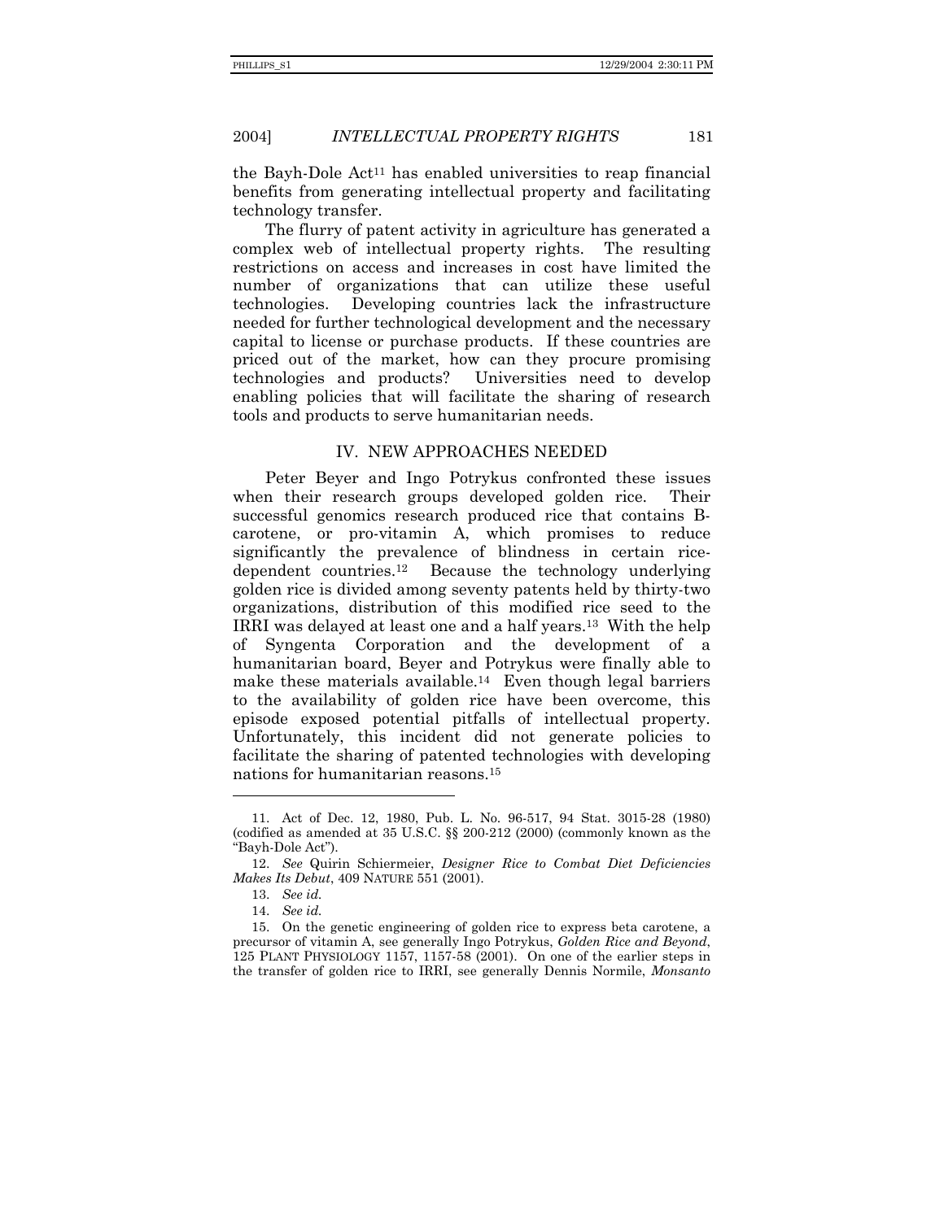the Bayh-Dole Act[11] has enabled universities to reap financial benefits from generating intellectual property and facilitating technology transfer.

The flurry of patent activity in agriculture has generated a complex web of intellectual property rights. The resulting restrictions on access and increases in cost have limited the number of organizations that can utilize these useful technologies. Developing countries lack the infrastructure needed for further technological development and the necessary capital to license or purchase products. If these countries are priced out of the market, how can they procure promising technologies and products? Universities need to develop enabling policies that will facilitate the sharing of research tools and products to serve humanitarian needs.

## IV. NEW APPROACHES NEEDED

Peter Beyer and Ingo Potrykus confronted these issues when their research groups developed golden rice. Their successful genomics research produced rice that contains B-carotene, or pro-vitamin A, which promises to reduce significantly the prevalence of blindness in certain rice-dependent countries.[12] Because the technology underlying golden rice is divided among seventy patents held by thirty-two organizations, distribution of this modified rice seed to the IRRI was delayed at least one and a half years.[13] With the help of Syngenta Corporation and the development of a humanitarian board, Beyer and Potrykus were finally able to make these materials available.[14] Even though legal barriers to the availability of golden rice have been overcome, this episode exposed potential pitfalls of intellectual property. Unfortunately, this incident did not generate policies to facilitate the sharing of patented technologies with developing nations for humanitarian reasons.[15]

---

11. Act of Dec. 12, 1980, Pub. L. No. 96-517, 94 Stat. 3015-28 (1980) (codified as amended at 35 U.S.C. §§ 200-212 (2000) (commonly known as the "Bayh-Dole Act").

12. *See* Quirin Schiermeier, *Designer Rice to Combat Diet Deficiencies Makes Its Debut*, 409 NATURE 551 (2001).

13. *See id.*

14. *See id.*

15. On the genetic engineering of golden rice to express beta carotene, a precursor of vitamin A, see generally Ingo Potrykus, *Golden Rice and Beyond*, 125 PLANT PHYSIOLOGY 1157, 1157-58 (2001). On one of the earlier steps in the transfer of golden rice to IRRI, see generally Dennis Normile, *Monsanto*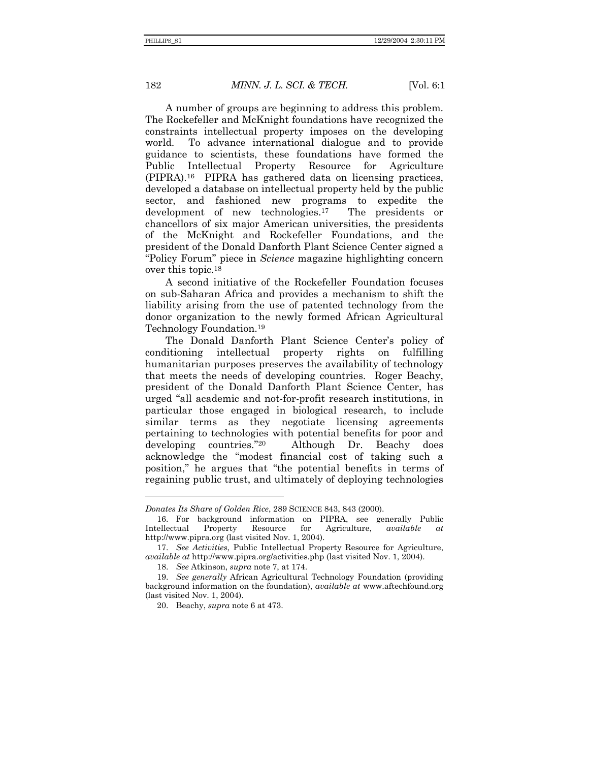A number of groups are beginning to address this problem. The Rockefeller and McKnight foundations have recognized the constraints intellectual property imposes on the developing world. To advance international dialogue and to provide guidance to scientists, these foundations have formed the Public Intellectual Property Resource for Agriculture (PIPRA).[16] PIPRA has gathered data on licensing practices, developed a database on intellectual property held by the public sector, and fashioned new programs to expedite the development of new technologies.[17] The presidents or chancellors of six major American universities, the presidents of the McKnight and Rockefeller Foundations, and the president of the Donald Danforth Plant Science Center signed a "Policy Forum" piece in *Science* magazine highlighting concern over this topic.[18]

A second initiative of the Rockefeller Foundation focuses on sub-Saharan Africa and provides a mechanism to shift the liability arising from the use of patented technology from the donor organization to the newly formed African Agricultural Technology Foundation.[19]

The Donald Danforth Plant Science Center's policy of conditioning intellectual property rights on fulfilling humanitarian purposes preserves the availability of technology that meets the needs of developing countries. Roger Beachy, president of the Donald Danforth Plant Science Center, has urged "all academic and not-for-profit research institutions, in particular those engaged in biological research, to include similar terms as they negotiate licensing agreements pertaining to technologies with potential benefits for poor and developing countries."[20] Although Dr. Beachy does acknowledge the "modest financial cost of taking such a position," he argues that "the potential benefits in terms of regaining public trust, and ultimately of deploying technologies

---

*Donates Its Share of Golden Rice*, 289 SCIENCE 843, 843 (2000).

16. For background information on PIPRA, see generally Public Intellectual Property Resource for Agriculture, *available at* http://www.pipra.org (last visited Nov. 1, 2004).

17. *See Activities*, Public Intellectual Property Resource for Agriculture, *available at* http://www.pipra.org/activities.php (last visited Nov. 1, 2004).

18. *See* Atkinson, *supra* note 7, at 174.

19. *See generally* African Agricultural Technology Foundation (providing background information on the foundation), *available at* www.aftechfound.org (last visited Nov. 1, 2004).

20. Beachy, *supra* note 6 at 473.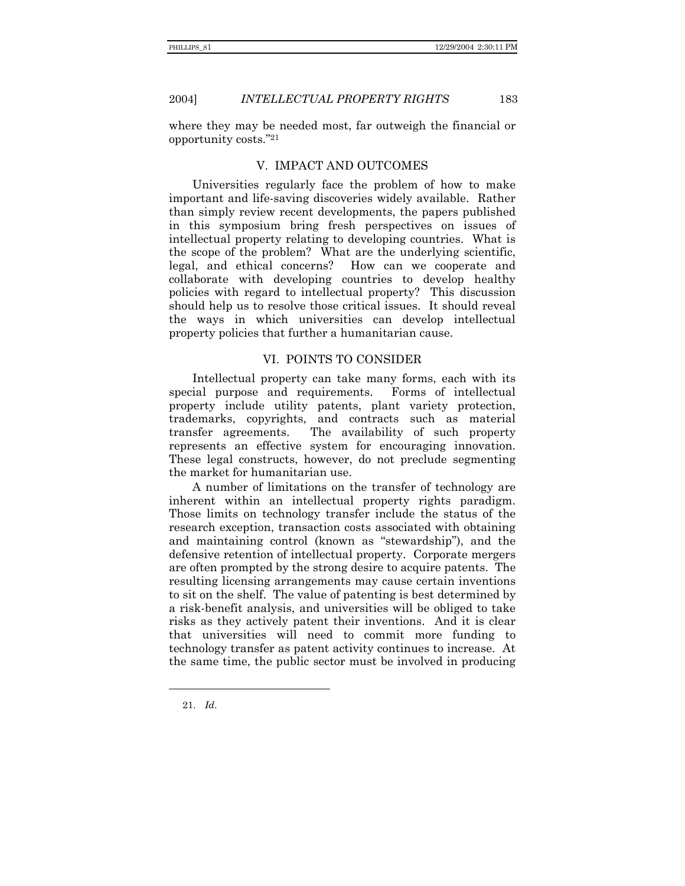where they may be needed most, far outweigh the financial or opportunity costs."[21]

## V. IMPACT AND OUTCOMES

Universities regularly face the problem of how to make important and life-saving discoveries widely available. Rather than simply review recent developments, the papers published in this symposium bring fresh perspectives on issues of intellectual property relating to developing countries. What is the scope of the problem? What are the underlying scientific, legal, and ethical concerns? How can we cooperate and collaborate with developing countries to develop healthy policies with regard to intellectual property? This discussion should help us to resolve those critical issues. It should reveal the ways in which universities can develop intellectual property policies that further a humanitarian cause.

## VI. POINTS TO CONSIDER

Intellectual property can take many forms, each with its special purpose and requirements. Forms of intellectual property include utility patents, plant variety protection, trademarks, copyrights, and contracts such as material transfer agreements. The availability of such property represents an effective system for encouraging innovation. These legal constructs, however, do not preclude segmenting the market for humanitarian use.

A number of limitations on the transfer of technology are inherent within an intellectual property rights paradigm. Those limits on technology transfer include the status of the research exception, transaction costs associated with obtaining and maintaining control (known as "stewardship"), and the defensive retention of intellectual property. Corporate mergers are often prompted by the strong desire to acquire patents. The resulting licensing arrangements may cause certain inventions to sit on the shelf. The value of patenting is best determined by a risk-benefit analysis, and universities will be obliged to take risks as they actively patent their inventions. And it is clear that universities will need to commit more funding to technology transfer as patent activity continues to increase. At the same time, the public sector must be involved in producing

---

21. *Id.*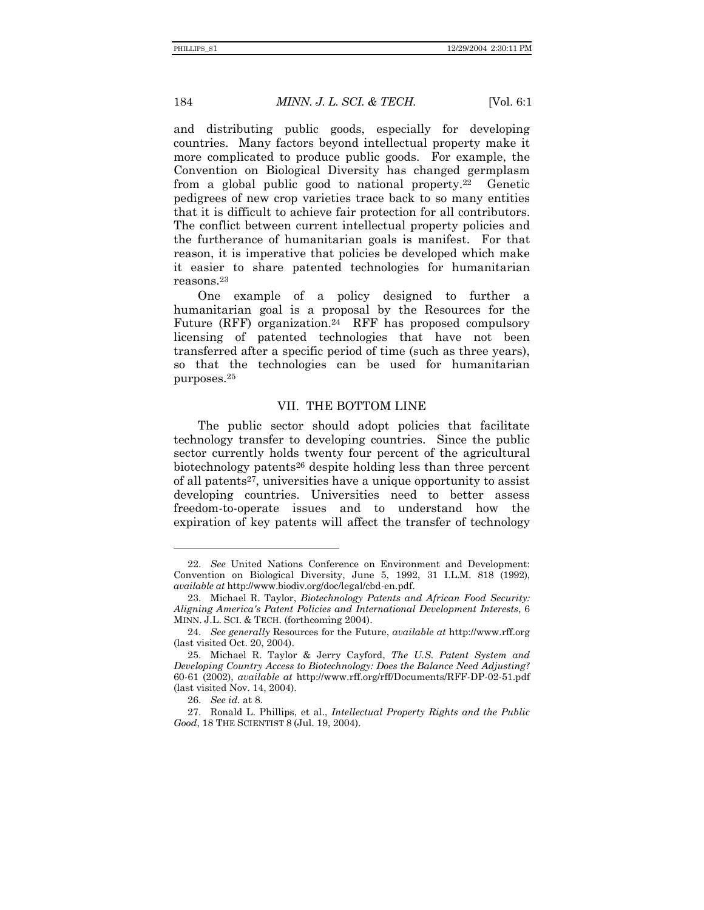and distributing public goods, especially for developing countries. Many factors beyond intellectual property make it more complicated to produce public goods. For example, the Convention on Biological Diversity has changed germplasm from a global public good to national property.[22] Genetic pedigrees of new crop varieties trace back to so many entities that it is difficult to achieve fair protection for all contributors. The conflict between current intellectual property policies and the furtherance of humanitarian goals is manifest. For that reason, it is imperative that policies be developed which make it easier to share patented technologies for humanitarian reasons.[23]

One example of a policy designed to further a humanitarian goal is a proposal by the Resources for the Future (RFF) organization.[24] RFF has proposed compulsory licensing of patented technologies that have not been transferred after a specific period of time (such as three years), so that the technologies can be used for humanitarian purposes.[25]

## VII. THE BOTTOM LINE

The public sector should adopt policies that facilitate technology transfer to developing countries. Since the public sector currently holds twenty four percent of the agricultural biotechnology patents[26] despite holding less than three percent of all patents[27], universities have a unique opportunity to assist developing countries. Universities need to better assess freedom-to-operate issues and to understand how the expiration of key patents will affect the transfer of technology

---

22. *See* United Nations Conference on Environment and Development: Convention on Biological Diversity, June 5, 1992, 31 I.L.M. 818 (1992), *available at* http://www.biodiv.org/doc/legal/cbd-en.pdf.

23. Michael R. Taylor, *Biotechnology Patents and African Food Security: Aligning America's Patent Policies and International Development Interests*, 6 MINN. J.L. SCI. & TECH. (forthcoming 2004).

24. *See generally* Resources for the Future, *available at* http://www.rff.org (last visited Oct. 20, 2004).

25. Michael R. Taylor & Jerry Cayford, *The U.S. Patent System and Developing Country Access to Biotechnology: Does the Balance Need Adjusting?* 60-61 (2002), *available at* http://www.rff.org/rff/Documents/RFF-DP-02-51.pdf (last visited Nov. 14, 2004).

26. *See id.* at 8.

27. Ronald L. Phillips, et al., *Intellectual Property Rights and the Public Good*, 18 THE SCIENTIST 8 (Jul. 19, 2004).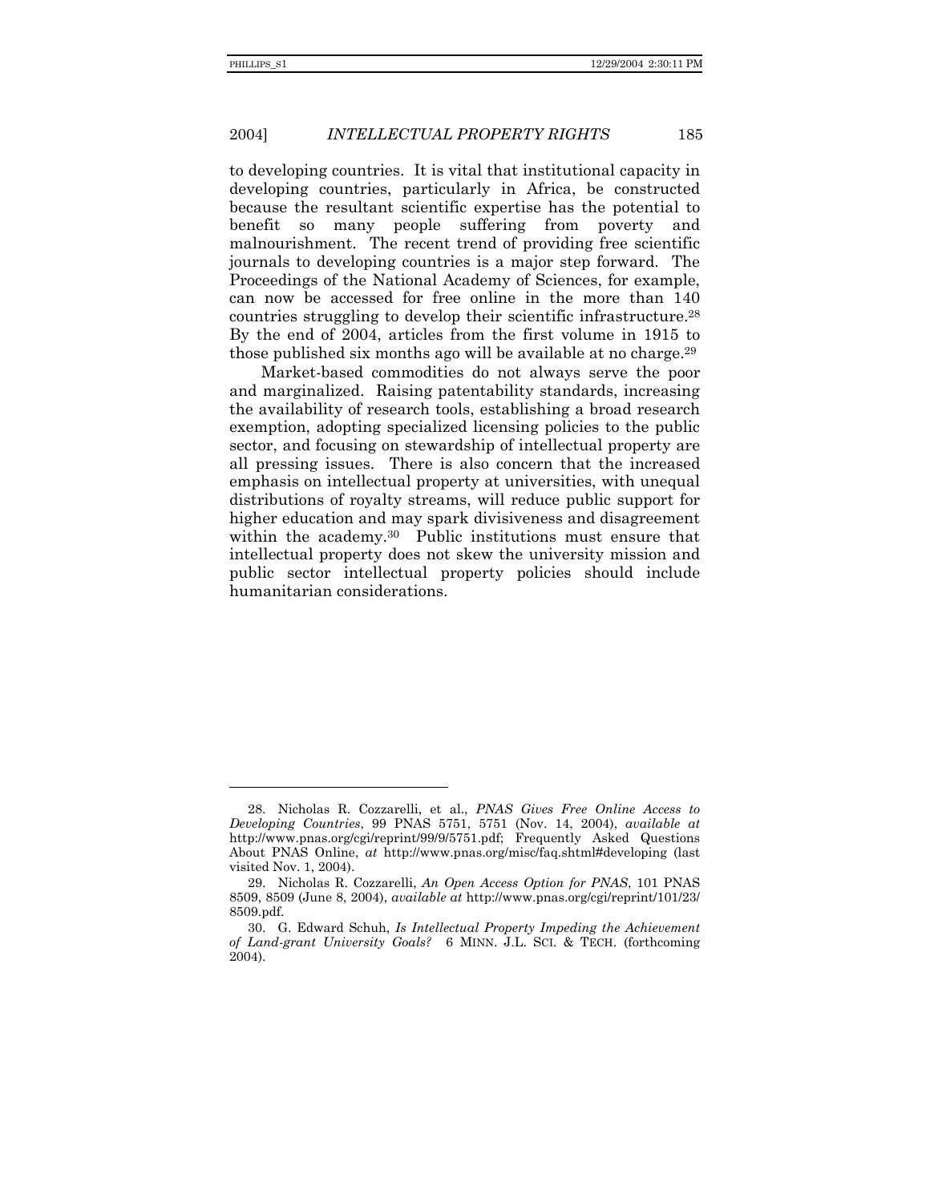to developing countries. It is vital that institutional capacity in developing countries, particularly in Africa, be constructed because the resultant scientific expertise has the potential to benefit so many people suffering from poverty and malnourishment. The recent trend of providing free scientific journals to developing countries is a major step forward. The Proceedings of the National Academy of Sciences, for example, can now be accessed for free online in the more than 140 countries struggling to develop their scientific infrastructure.[28] By the end of 2004, articles from the first volume in 1915 to those published six months ago will be available at no charge.[29]

Market-based commodities do not always serve the poor and marginalized. Raising patentability standards, increasing the availability of research tools, establishing a broad research exemption, adopting specialized licensing policies to the public sector, and focusing on stewardship of intellectual property are all pressing issues. There is also concern that the increased emphasis on intellectual property at universities, with unequal distributions of royalty streams, will reduce public support for higher education and may spark divisiveness and disagreement within the academy.[30] Public institutions must ensure that intellectual property does not skew the university mission and public sector intellectual property policies should include humanitarian considerations.

---

28. Nicholas R. Cozzarelli, et al., *PNAS Gives Free Online Access to Developing Countries*, 99 PNAS 5751, 5751 (Nov. 14, 2004), *available at* http://www.pnas.org/cgi/reprint/99/9/5751.pdf; Frequently Asked Questions About PNAS Online, *at* http://www.pnas.org/misc/faq.shtml#developing (last visited Nov. 1, 2004).

29. Nicholas R. Cozzarelli, *An Open Access Option for PNAS*, 101 PNAS 8509, 8509 (June 8, 2004), *available at* http://www.pnas.org/cgi/reprint/101/23/8509.pdf.

30. G. Edward Schuh, *Is Intellectual Property Impeding the Achievement of Land-grant University Goals?* 6 MINN. J.L. SCI. & TECH. (forthcoming 2004).